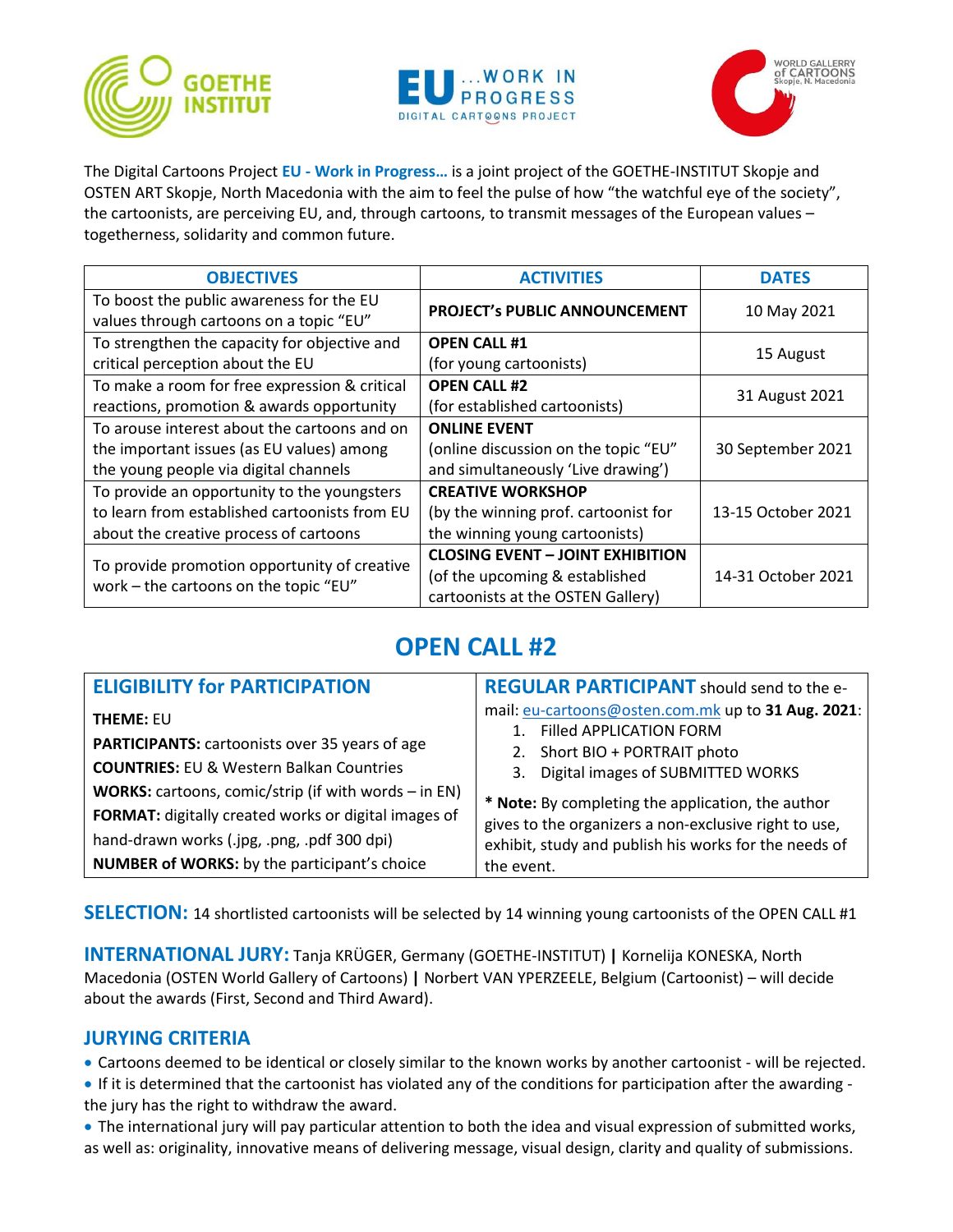The Digital Cartoons Project **EU - Work in Progress…** is a joint project of the GOETHE-INSTITUT Skopje and OSTEN ART Skopje, North Macedonia with the aim to feel the pulse of how "the watchful eye of the society", the cartoonists, are perceiving EU, and, through cartoons, to transmit messages of the European values – togetherness, solidarity and common future.

| OBJECTIVES | ACTIVITIES | DATES |
|---|---|---|
| To boost the public awareness for the EU values through cartoons on a topic "EU" | **PROJECT's PUBLIC ANNOUNCEMENT** | 10 May 2021 |
| To strengthen the capacity for objective and critical perception about the EU | **OPEN CALL #1** (for young cartoonists) | 15 August |
| To make a room for free expression & critical reactions, promotion & awards opportunity | **OPEN CALL #2** (for established cartoonists) | 31 August 2021 |
| To arouse interest about the cartoons and on the important issues (as EU values) among the young people via digital channels | **ONLINE EVENT** (online discussion on the topic "EU" and simultaneously 'Live drawing') | 30 September 2021 |
| To provide an opportunity to the youngsters to learn from established cartoonists from EU about the creative process of cartoons | **CREATIVE WORKSHOP** (by the winning prof. cartoonist for the winning young cartoonists) | 13-15 October 2021 |
| To provide promotion opportunity of creative work – the cartoons on the topic "EU" | **CLOSING EVENT – JOINT EXHIBITION** (of the upcoming & established cartoonists at the OSTEN Gallery) | 14-31 October 2021 |

# OPEN CALL #2

## ELIGIBILITY for PARTICIPATION

**THEME:** EU
**PARTICIPANTS:** cartoonists over 35 years of age
**COUNTRIES:** EU & Western Balkan Countries
**WORKS:** cartoons, comic/strip (if with words – in EN)
**FORMAT:** digitally created works or digital images of hand-drawn works (.jpg, .png, .pdf 300 dpi)
**NUMBER of WORKS:** by the participant's choice

## REGULAR PARTICIPANT should send to the e-mail: eu-cartoons@osten.com.mk up to **31 Aug. 2021**:

1. Filled APPLICATION FORM
2. Short BIO + PORTRAIT photo
3. Digital images of SUBMITTED WORKS

**\* Note:** By completing the application, the author gives to the organizers a non-exclusive right to use, exhibit, study and publish his works for the needs of the event.

**SELECTION:** 14 shortlisted cartoonists will be selected by 14 winning young cartoonists of the OPEN CALL #1

**INTERNATIONAL JURY:** Tanja KRÜGER, Germany (GOETHE-INSTITUT) **|** Kornelija KONESKA, North Macedonia (OSTEN World Gallery of Cartoons) **|** Norbert VAN YPERZEELE, Belgium (Cartoonist) – will decide about the awards (First, Second and Third Award).

## JURYING CRITERIA

- Cartoons deemed to be identical or closely similar to the known works by another cartoonist - will be rejected.
- If it is determined that the cartoonist has violated any of the conditions for participation after the awarding - the jury has the right to withdraw the award.
- The international jury will pay particular attention to both the idea and visual expression of submitted works, as well as: originality, innovative means of delivering message, visual design, clarity and quality of submissions.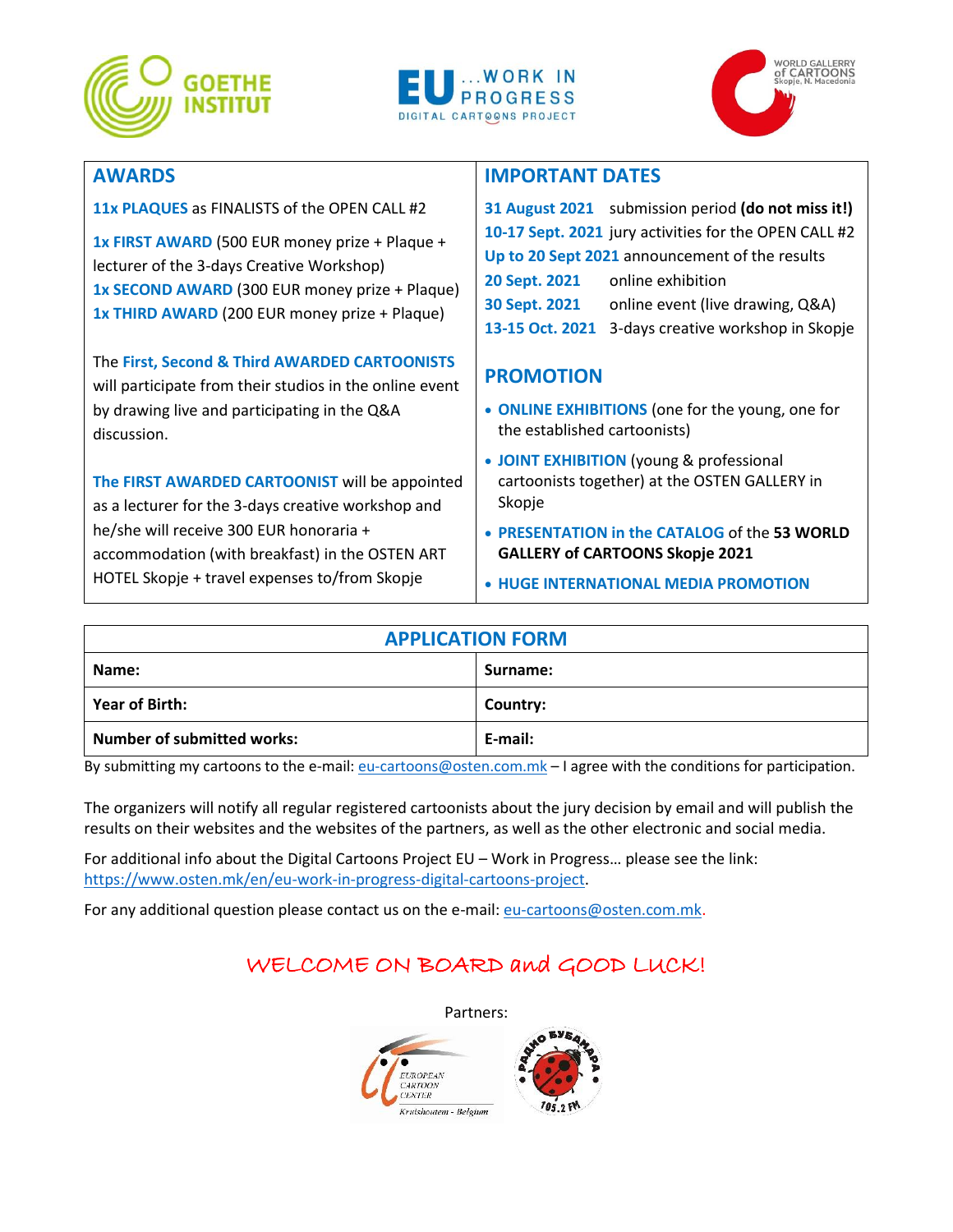## AWARDS

**11x PLAQUES** as FINALISTS of the OPEN CALL #2

**1x FIRST AWARD** (500 EUR money prize + Plaque + lecturer of the 3-days Creative Workshop)
**1x SECOND AWARD** (300 EUR money prize + Plaque)
**1x THIRD AWARD** (200 EUR money prize + Plaque)

The **First, Second & Third AWARDED CARTOONISTS** will participate from their studios in the online event by drawing live and participating in the Q&A discussion.

**The FIRST AWARDED CARTOONIST** will be appointed as a lecturer for the 3-days creative workshop and he/she will receive 300 EUR honoraria + accommodation (with breakfast) in the OSTEN ART HOTEL Skopje + travel expenses to/from Skopje

## IMPORTANT DATES

**31 August 2021** submission period **(do not miss it!)**
**10-17 Sept. 2021** jury activities for the OPEN CALL #2
**Up to 20 Sept 2021** announcement of the results
**20 Sept. 2021** online exhibition
**30 Sept. 2021** online event (live drawing, Q&A)
**13-15 Oct. 2021** 3-days creative workshop in Skopje

## PROMOTION

- **ONLINE EXHIBITIONS** (one for the young, one for the established cartoonists)
- **JOINT EXHIBITION** (young & professional cartoonists together) at the OSTEN GALLERY in Skopje
- **PRESENTATION in the CATALOG** of the **53 WORLD GALLERY of CARTOONS Skopje 2021**
- **HUGE INTERNATIONAL MEDIA PROMOTION**

## APPLICATION FORM

| | |
|---|---|
| **Name:** | **Surname:** |
| **Year of Birth:** | **Country:** |
| **Number of submitted works:** | **E-mail:** |

By submitting my cartoons to the e-mail: eu-cartoons@osten.com.mk – I agree with the conditions for participation.

The organizers will notify all regular registered cartoonists about the jury decision by email and will publish the results on their websites and the websites of the partners, as well as the other electronic and social media.

For additional info about the Digital Cartoons Project EU – Work in Progress… please see the link: https://www.osten.mk/en/eu-work-in-progress-digital-cartoons-project.

For any additional question please contact us on the e-mail: eu-cartoons@osten.com.mk.

WELCOME ON BOARD and GOOD LUCK!

Partners: